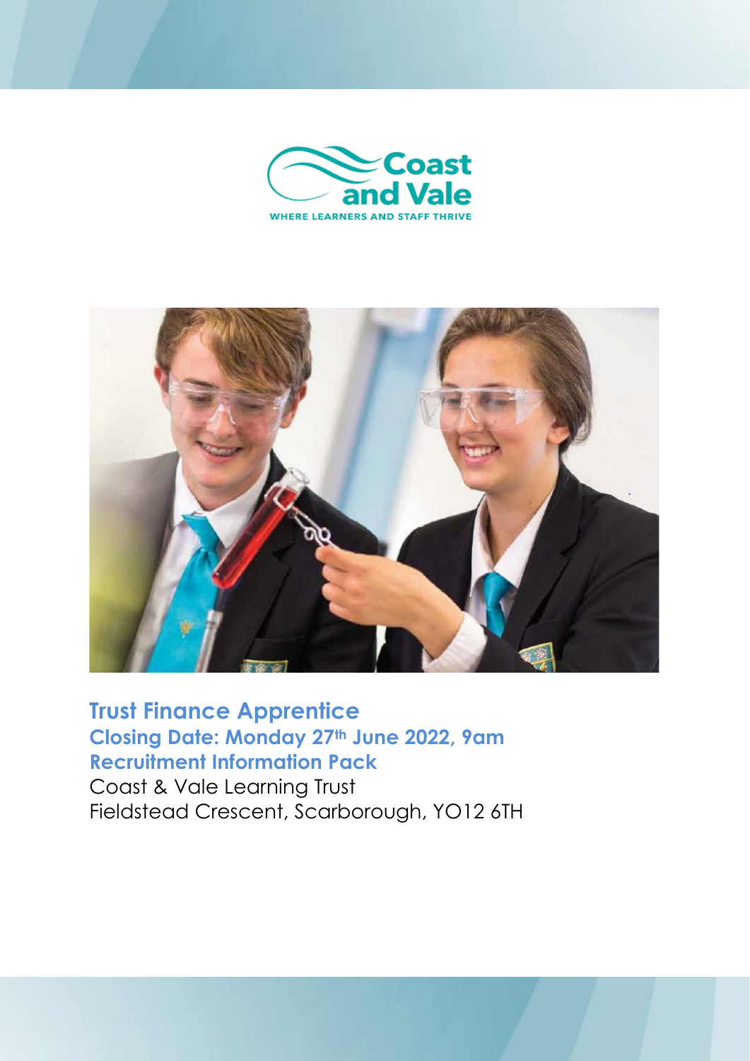Coast and Vale

WHERE LEARNERS AND STAFF THRIVE

# Trust Finance Apprentice

## Closing Date: Monday 27th June 2022, 9am

## Recruitment Information Pack

Coast & Vale Learning Trust
Fieldstead Crescent, Scarborough, YO12 6TH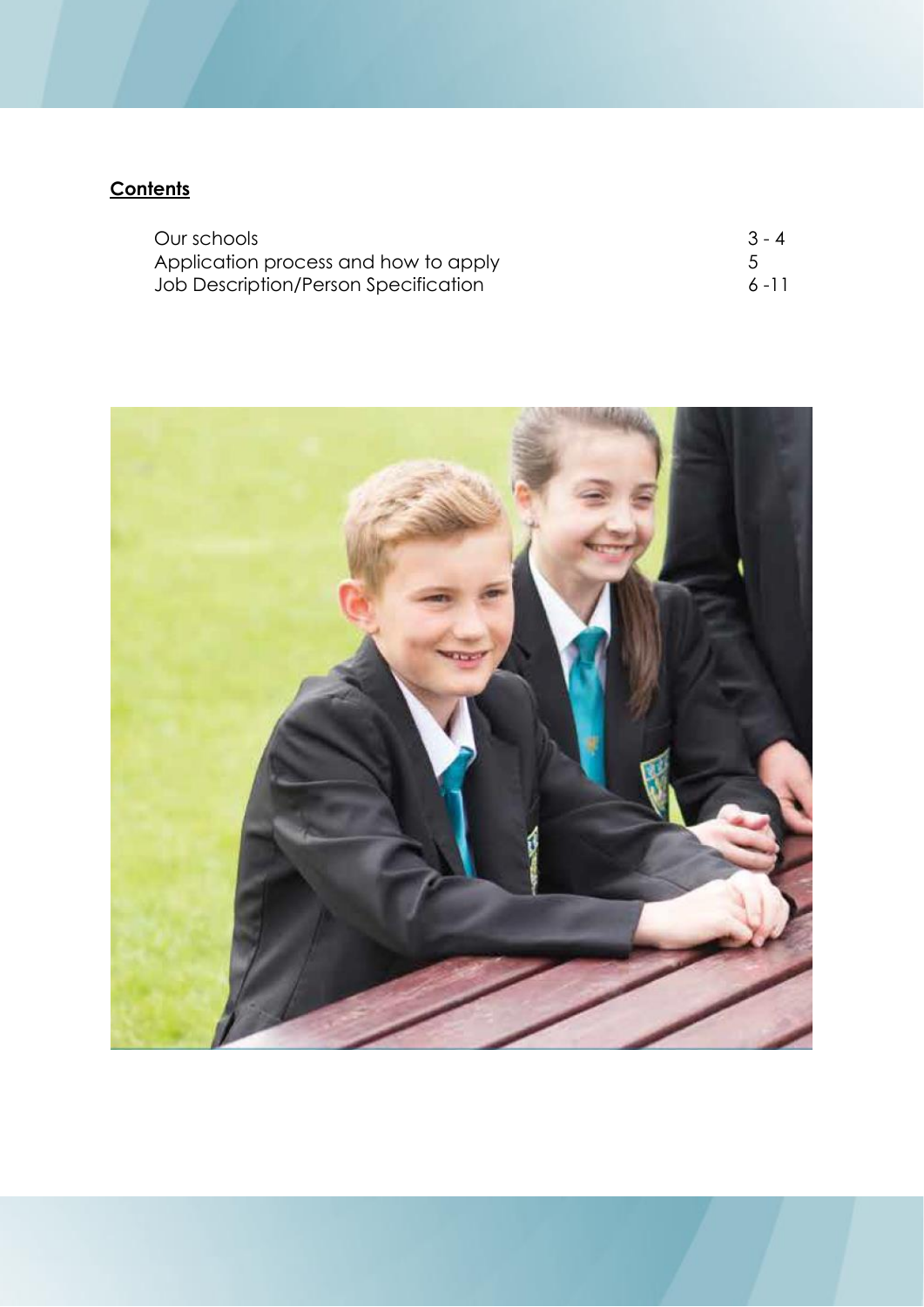## Contents

| | |
|---|---|
| Our schools | 3 - 4 |
| Application process and how to apply | 5 |
| Job Description/Person Specification | 6 -11 |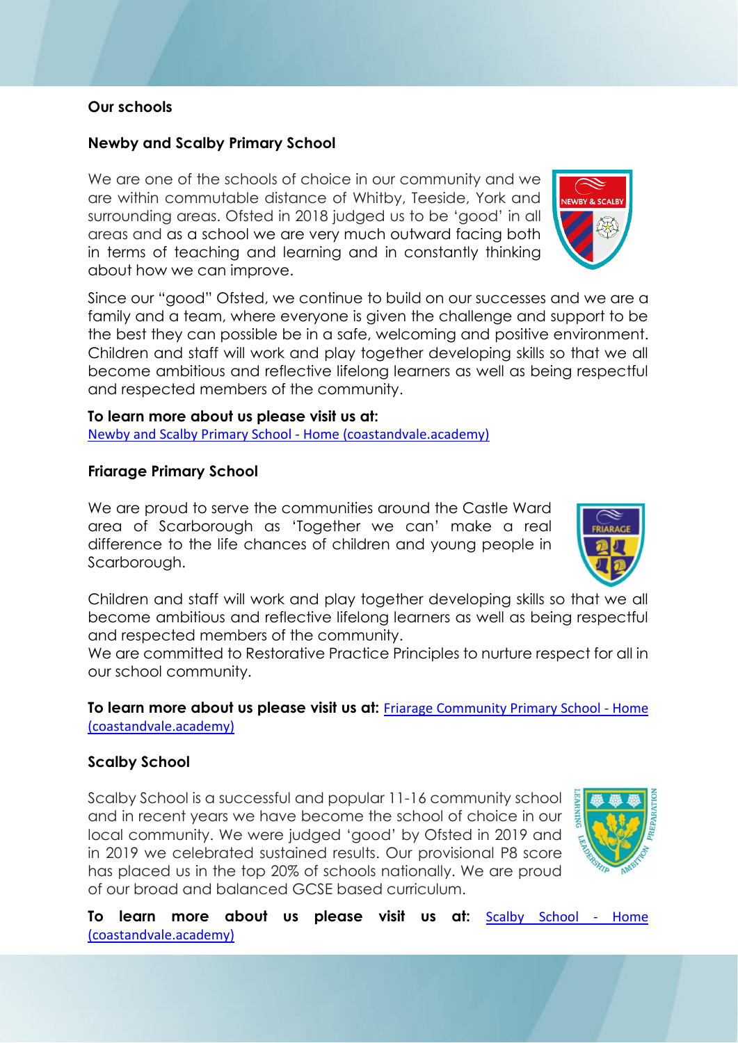## Our schools

### Newby and Scalby Primary School

We are one of the schools of choice in our community and we are within commutable distance of Whitby, Teeside, York and surrounding areas. Ofsted in 2018 judged us to be 'good' in all areas and as a school we are very much outward facing both in terms of teaching and learning and in constantly thinking about how we can improve.

Since our "good" Ofsted, we continue to build on our successes and we are a family and a team, where everyone is given the challenge and support to be the best they can possible be in a safe, welcoming and positive environment. Children and staff will work and play together developing skills so that we all become ambitious and reflective lifelong learners as well as being respectful and respected members of the community.

**To learn more about us please visit us at:**
Newby and Scalby Primary School - Home (coastandvale.academy)

### Friarage Primary School

We are proud to serve the communities around the Castle Ward area of Scarborough as 'Together we can' make a real difference to the life chances of children and young people in Scarborough.

Children and staff will work and play together developing skills so that we all become ambitious and reflective lifelong learners as well as being respectful and respected members of the community.
We are committed to Restorative Practice Principles to nurture respect for all in our school community.

**To learn more about us please visit us at:** Friarage Community Primary School - Home (coastandvale.academy)

### Scalby School

Scalby School is a successful and popular 11-16 community school and in recent years we have become the school of choice in our local community. We were judged 'good' by Ofsted in 2019 and in 2019 we celebrated sustained results. Our provisional P8 score has placed us in the top 20% of schools nationally. We are proud of our broad and balanced GCSE based curriculum.

**To learn more about us please visit us at:** Scalby School - Home (coastandvale.academy)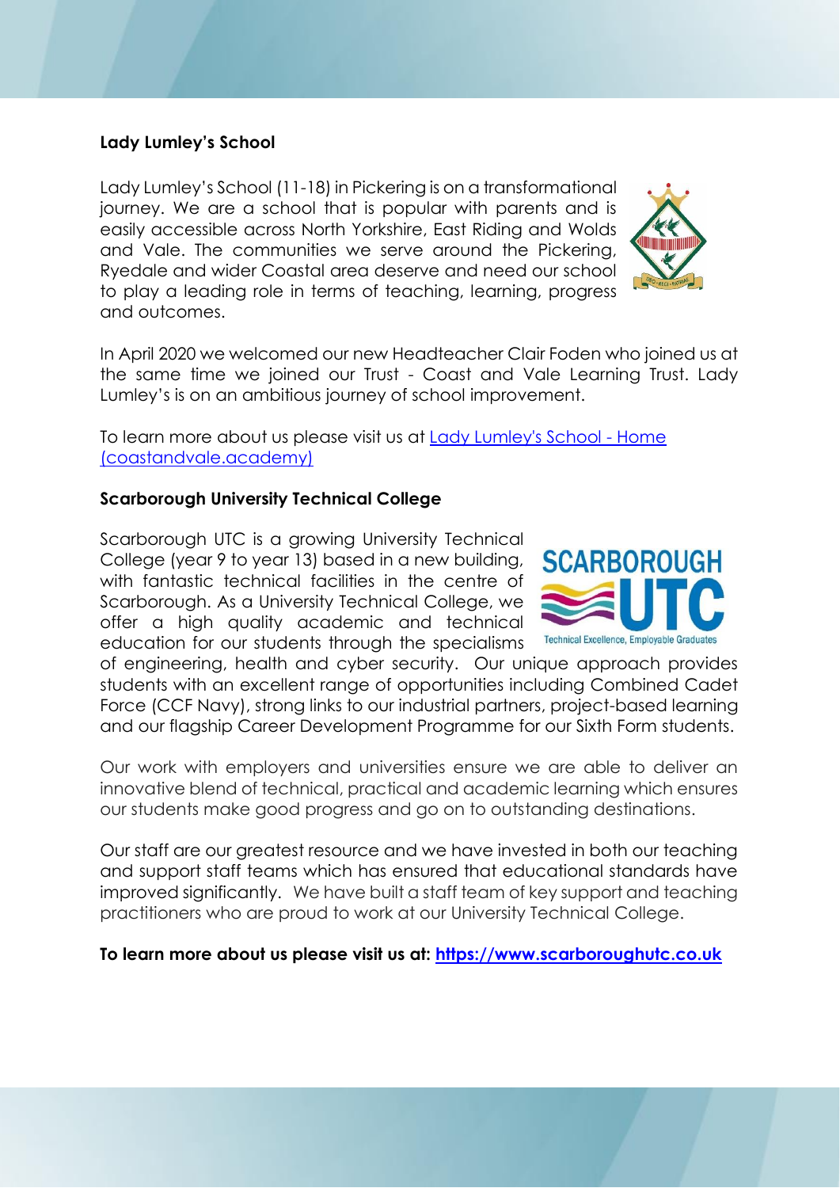**Lady Lumley's School**

Lady Lumley's School (11-18) in Pickering is on a transformational journey. We are a school that is popular with parents and is easily accessible across North Yorkshire, East Riding and Wolds and Vale. The communities we serve around the Pickering, Ryedale and wider Coastal area deserve and need our school to play a leading role in terms of teaching, learning, progress and outcomes.

In April 2020 we welcomed our new Headteacher Clair Foden who joined us at the same time we joined our Trust - Coast and Vale Learning Trust. Lady Lumley's is on an ambitious journey of school improvement.

To learn more about us please visit us at [Lady Lumley's School - Home (coastandvale.academy)](coastandvale.academy)

**Scarborough University Technical College**

Scarborough UTC is a growing University Technical College (year 9 to year 13) based in a new building, with fantastic technical facilities in the centre of Scarborough. As a University Technical College, we offer a high quality academic and technical education for our students through the specialisms of engineering, health and cyber security. Our unique approach provides students with an excellent range of opportunities including Combined Cadet Force (CCF Navy), strong links to our industrial partners, project-based learning and our flagship Career Development Programme for our Sixth Form students.

Our work with employers and universities ensure we are able to deliver an innovative blend of technical, practical and academic learning which ensures our students make good progress and go on to outstanding destinations.

Our staff are our greatest resource and we have invested in both our teaching and support staff teams which has ensured that educational standards have improved significantly. We have built a staff team of key support and teaching practitioners who are proud to work at our University Technical College.

**To learn more about us please visit us at: [https://www.scarboroughutc.co.uk](https://www.scarboroughutc.co.uk)**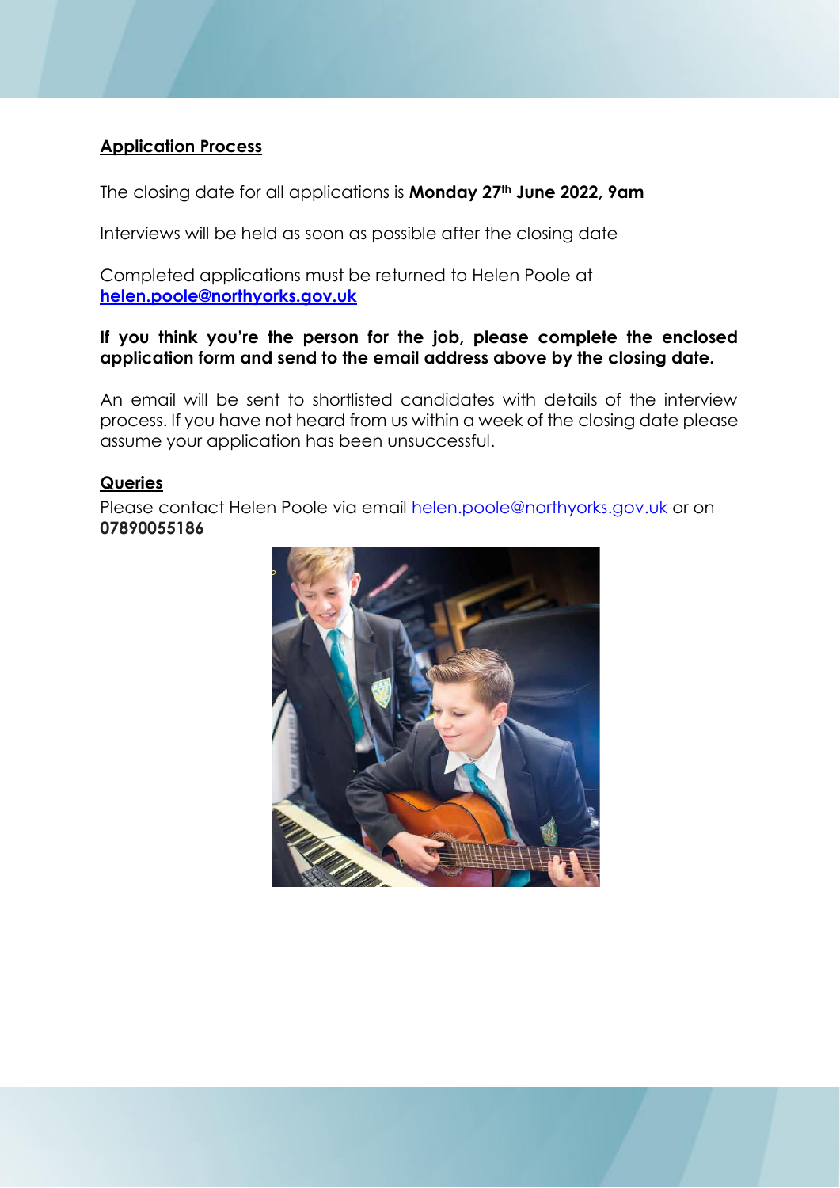## Application Process

The closing date for all applications is **Monday 27th June 2022, 9am**

Interviews will be held as soon as possible after the closing date

Completed applications must be returned to Helen Poole at **helen.poole@northyorks.gov.uk**

**If you think you're the person for the job, please complete the enclosed application form and send to the email address above by the closing date.**

An email will be sent to shortlisted candidates with details of the interview process. If you have not heard from us within a week of the closing date please assume your application has been unsuccessful.

## Queries

Please contact Helen Poole via email helen.poole@northyorks.gov.uk or on **07890055186**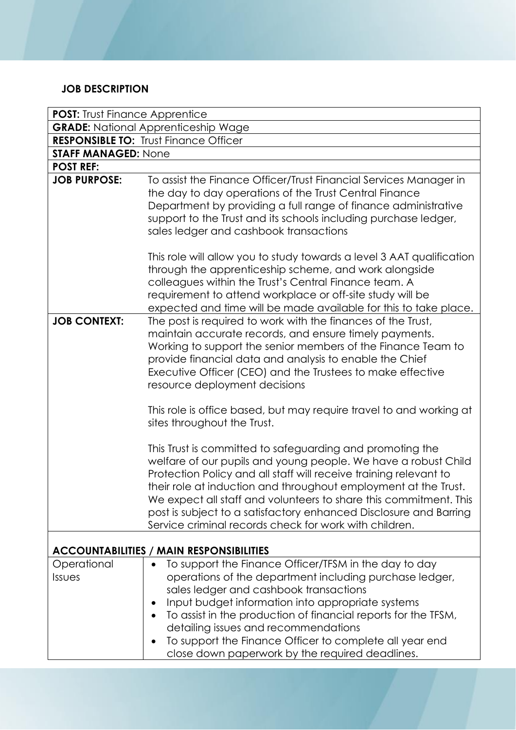## JOB DESCRIPTION

| **POST:** Trust Finance Apprentice | |
|---|---|
| **GRADE:** National Apprenticeship Wage | |
| **RESPONSIBLE TO:** Trust Finance Officer | |
| **STAFF MANAGED:** None | |
| **POST REF:** | |
| **JOB PURPOSE:** | To assist the Finance Officer/Trust Financial Services Manager in the day to day operations of the Trust Central Finance Department by providing a full range of finance administrative support to the Trust and its schools including purchase ledger, sales ledger and cashbook transactions<br><br>This role will allow you to study towards a level 3 AAT qualification through the apprenticeship scheme, and work alongside colleagues within the Trust's Central Finance team. A requirement to attend workplace or off-site study will be expected and time will be made available for this to take place. |
| **JOB CONTEXT:** | The post is required to work with the finances of the Trust, maintain accurate records, and ensure timely payments. Working to support the senior members of the Finance Team to provide financial data and analysis to enable the Chief Executive Officer (CEO) and the Trustees to make effective resource deployment decisions<br><br>This role is office based, but may require travel to and working at sites throughout the Trust.<br><br>This Trust is committed to safeguarding and promoting the welfare of our pupils and young people. We have a robust Child Protection Policy and all staff will receive training relevant to their role at induction and throughout employment at the Trust. We expect all staff and volunteers to share this commitment. This post is subject to a satisfactory enhanced Disclosure and Barring Service criminal records check for work with children. |

### ACCOUNTABILITIES / MAIN RESPONSIBILITIES

| | |
|---|---|
| Operational Issues | • To support the Finance Officer/TFSM in the day to day operations of the department including purchase ledger, sales ledger and cashbook transactions<br>• Input budget information into appropriate systems<br>• To assist in the production of financial reports for the TFSM, detailing issues and recommendations<br>• To support the Finance Officer to complete all year end close down paperwork by the required deadlines. |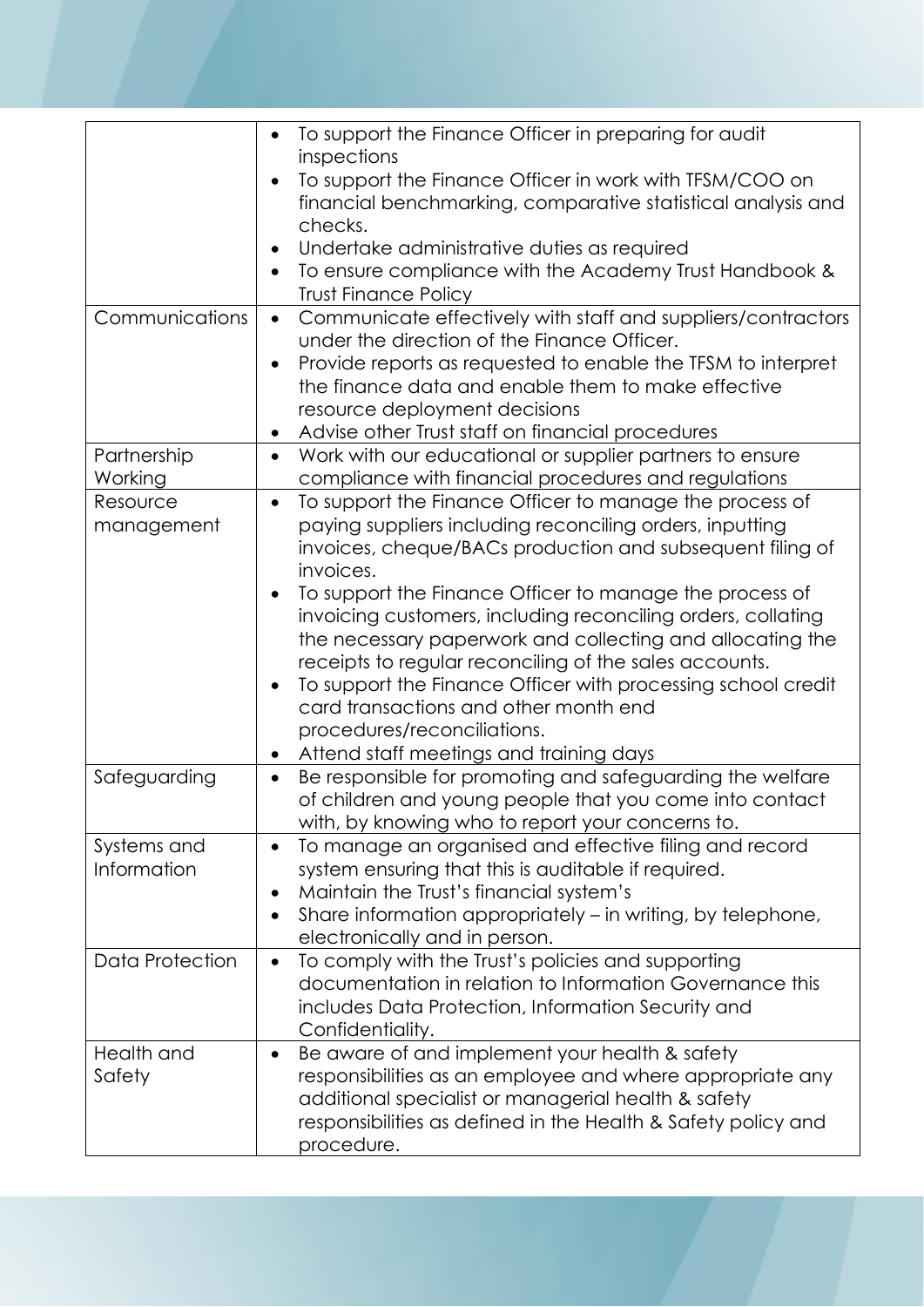| | |
|---|---|
| | • To support the Finance Officer in preparing for audit inspections<br>• To support the Finance Officer in work with TFSM/COO on financial benchmarking, comparative statistical analysis and checks.<br>• Undertake administrative duties as required<br>• To ensure compliance with the Academy Trust Handbook & Trust Finance Policy |
| Communications | • Communicate effectively with staff and suppliers/contractors under the direction of the Finance Officer.<br>• Provide reports as requested to enable the TFSM to interpret the finance data and enable them to make effective resource deployment decisions<br>• Advise other Trust staff on financial procedures |
| Partnership Working | • Work with our educational or supplier partners to ensure compliance with financial procedures and regulations |
| Resource management | • To support the Finance Officer to manage the process of paying suppliers including reconciling orders, inputting invoices, cheque/BACs production and subsequent filing of invoices.<br>• To support the Finance Officer to manage the process of invoicing customers, including reconciling orders, collating the necessary paperwork and collecting and allocating the receipts to regular reconciling of the sales accounts.<br>• To support the Finance Officer with processing school credit card transactions and other month end procedures/reconciliations.<br>• Attend staff meetings and training days |
| Safeguarding | • Be responsible for promoting and safeguarding the welfare of children and young people that you come into contact with, by knowing who to report your concerns to. |
| Systems and Information | • To manage an organised and effective filing and record system ensuring that this is auditable if required.<br>• Maintain the Trust's financial system's<br>• Share information appropriately – in writing, by telephone, electronically and in person. |
| Data Protection | • To comply with the Trust's policies and supporting documentation in relation to Information Governance this includes Data Protection, Information Security and Confidentiality. |
| Health and Safety | • Be aware of and implement your health & safety responsibilities as an employee and where appropriate any additional specialist or managerial health & safety responsibilities as defined in the Health & Safety policy and procedure. |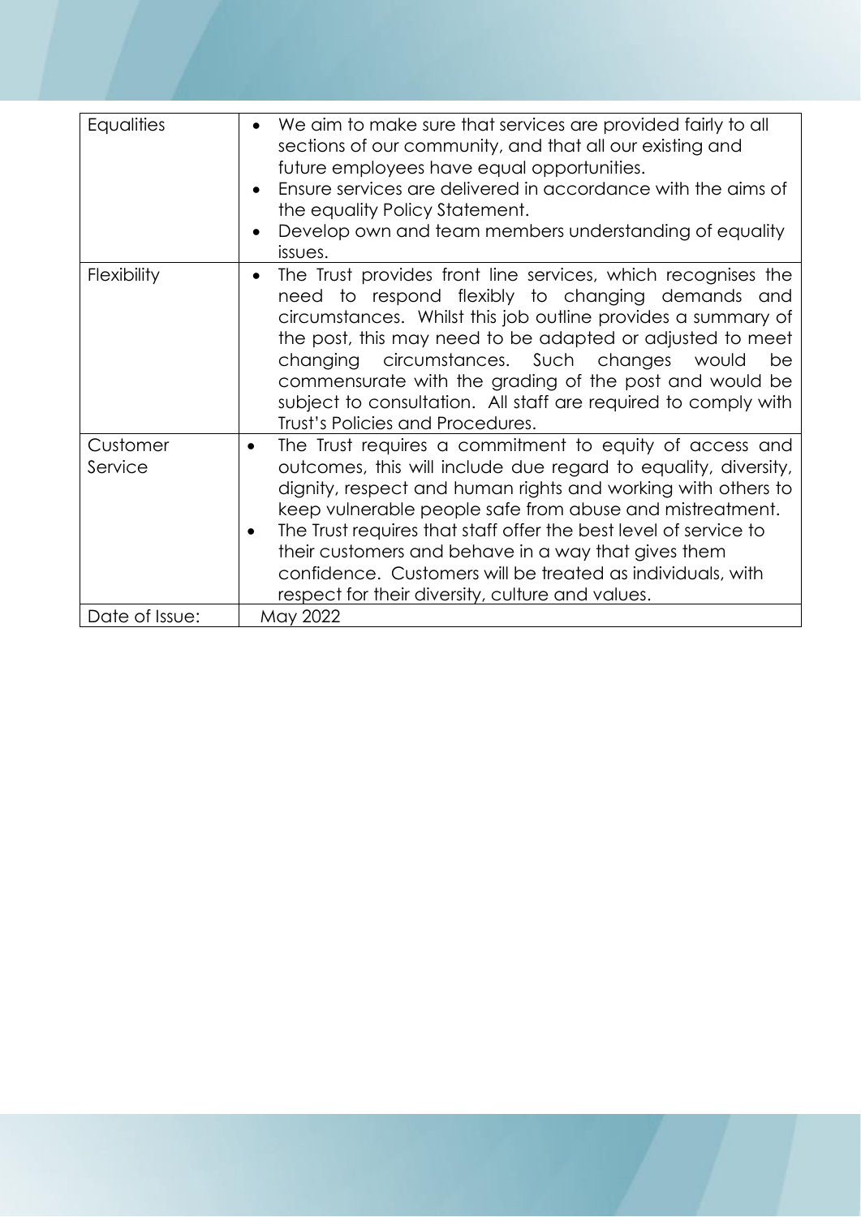| | |
|---|---|
| Equalities | • We aim to make sure that services are provided fairly to all sections of our community, and that all our existing and future employees have equal opportunities.<br>• Ensure services are delivered in accordance with the aims of the equality Policy Statement.<br>• Develop own and team members understanding of equality issues. |
| Flexibility | • The Trust provides front line services, which recognises the need to respond flexibly to changing demands and circumstances. Whilst this job outline provides a summary of the post, this may need to be adapted or adjusted to meet changing circumstances. Such changes would be commensurate with the grading of the post and would be subject to consultation. All staff are required to comply with Trust's Policies and Procedures. |
| Customer Service | • The Trust requires a commitment to equity of access and outcomes, this will include due regard to equality, diversity, dignity, respect and human rights and working with others to keep vulnerable people safe from abuse and mistreatment.<br>• The Trust requires that staff offer the best level of service to their customers and behave in a way that gives them confidence. Customers will be treated as individuals, with respect for their diversity, culture and values. |
| Date of Issue: | May 2022 |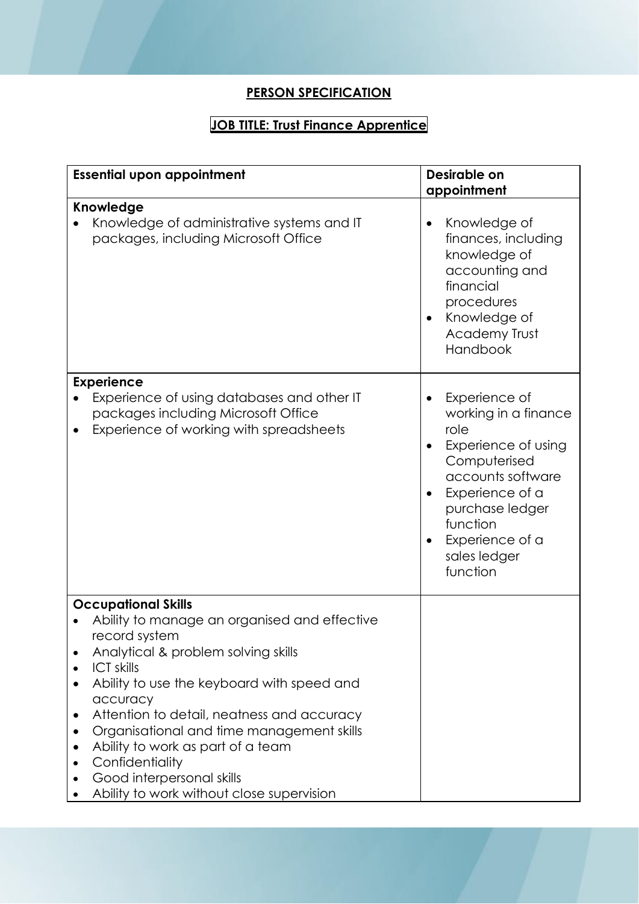## PERSON SPECIFICATION

### JOB TITLE: Trust Finance Apprentice

| Essential upon appointment | Desirable on appointment |
|---|---|
| **Knowledge**<br>• Knowledge of administrative systems and IT packages, including Microsoft Office | • Knowledge of finances, including knowledge of accounting and financial procedures<br>• Knowledge of Academy Trust Handbook |
| **Experience**<br>• Experience of using databases and other IT packages including Microsoft Office<br>• Experience of working with spreadsheets | • Experience of working in a finance role<br>• Experience of using Computerised accounts software<br>• Experience of a purchase ledger function<br>• Experience of a sales ledger function |
| **Occupational Skills**<br>• Ability to manage an organised and effective record system<br>• Analytical & problem solving skills<br>• ICT skills<br>• Ability to use the keyboard with speed and accuracy<br>• Attention to detail, neatness and accuracy<br>• Organisational and time management skills<br>• Ability to work as part of a team<br>• Confidentiality<br>• Good interpersonal skills<br>• Ability to work without close supervision | |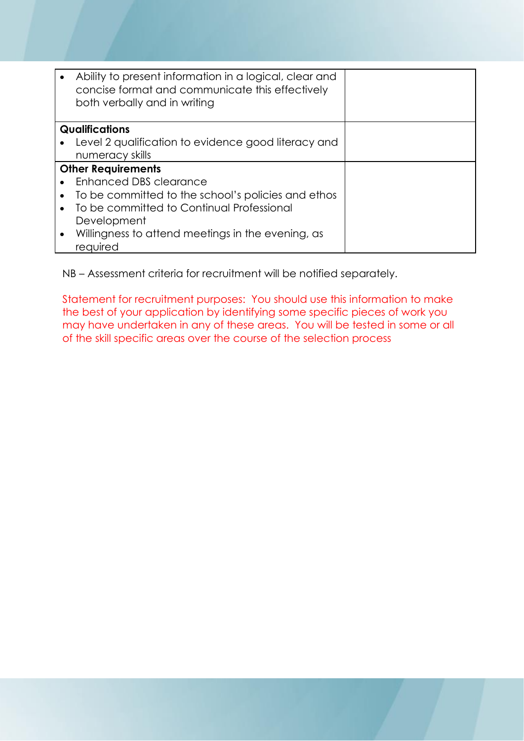| | |
|---|---|
| • Ability to present information in a logical, clear and concise format and communicate this effectively both verbally and in writing | |
| **Qualifications**<br>• Level 2 qualification to evidence good literacy and numeracy skills | |
| **Other Requirements**<br>• Enhanced DBS clearance<br>• To be committed to the school's policies and ethos<br>• To be committed to Continual Professional Development<br>• Willingness to attend meetings in the evening, as required | |

NB – Assessment criteria for recruitment will be notified separately.

Statement for recruitment purposes: You should use this information to make the best of your application by identifying some specific pieces of work you may have undertaken in any of these areas. You will be tested in some or all of the skill specific areas over the course of the selection process